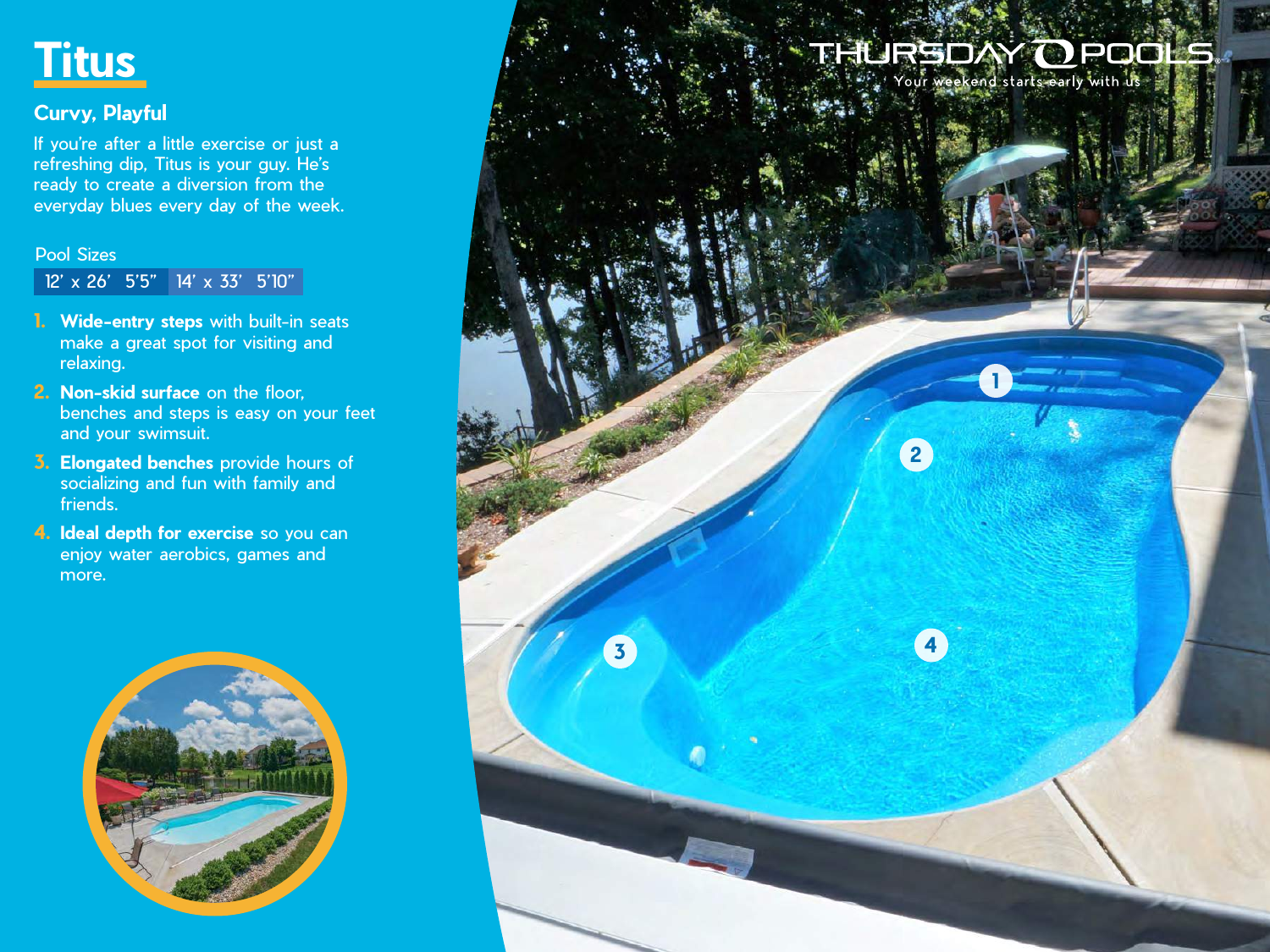# Titus

## Curvy, Playful

If you're after a little exercise or just a refreshing dip, Titus is your guy. He's ready to create a diversion from the everyday blues every day of the week.

Pool Sizes

| 12' x 26' 5'5" | 14' x 33' 5'10" |
|---|---|

1. **Wide-entry steps** with built-in seats make a great spot for visiting and relaxing.
2. **Non-skid surface** on the floor, benches and steps is easy on your feet and your swimsuit.
3. **Elongated benches** provide hours of socializing and fun with family and friends.
4. **Ideal depth for exercise** so you can enjoy water aerobics, games and more.

THURSDAY POOLS

Your weekend starts early with us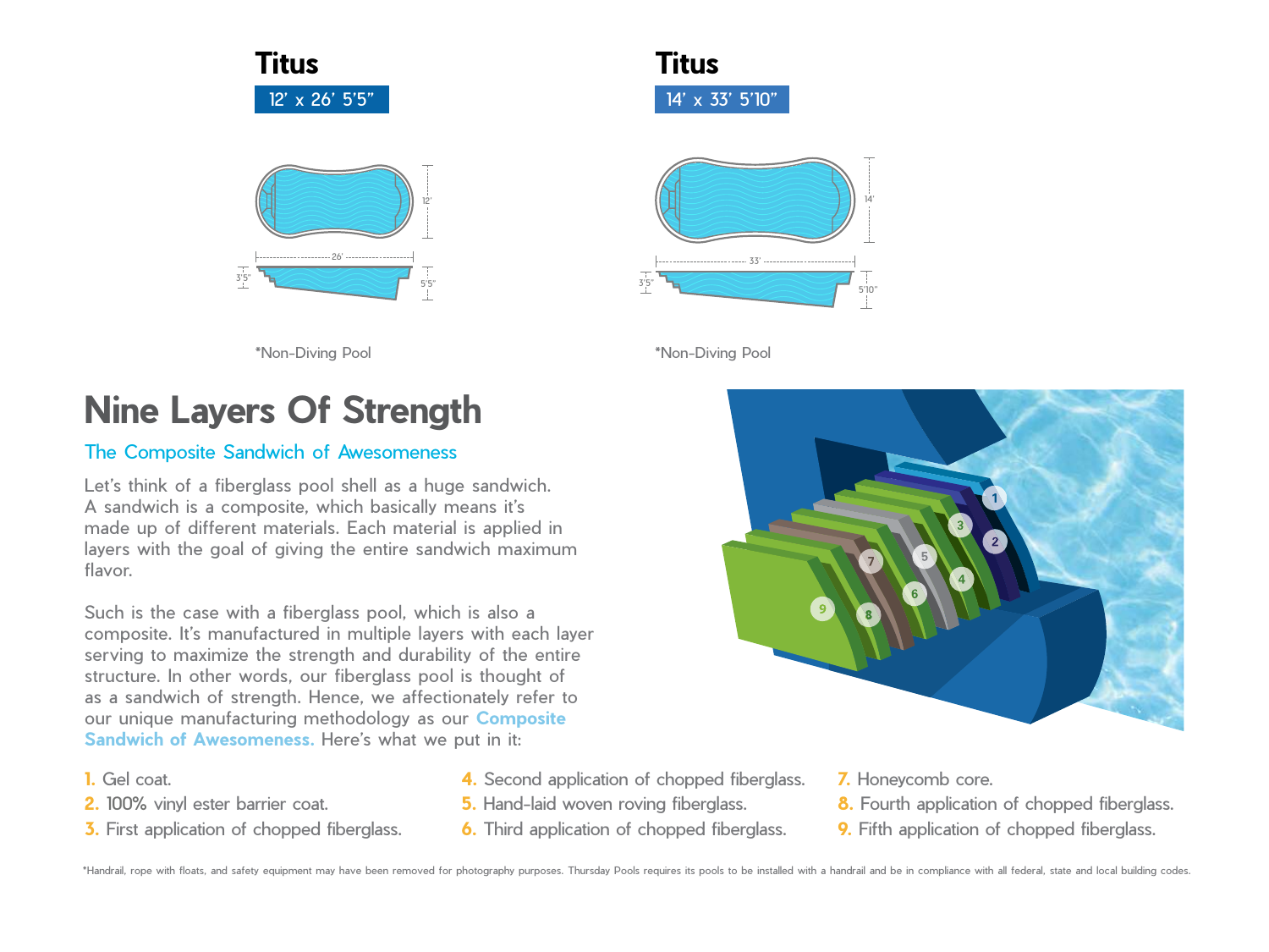## Titus

12' x 26' 5'5"

12'
26'
3'5"
5'5"

*Non-Diving Pool

## Titus

14' x 33' 5'10"

14'
33'
3'5"
5'10"

*Non-Diving Pool

# Nine Layers Of Strength

## The Composite Sandwich of Awesomeness

Let's think of a fiberglass pool shell as a huge sandwich. A sandwich is a composite, which basically means it's made up of different materials. Each material is applied in layers with the goal of giving the entire sandwich maximum flavor.

Such is the case with a fiberglass pool, which is also a composite. It's manufactured in multiple layers with each layer serving to maximize the strength and durability of the entire structure. In other words, our fiberglass pool is thought of as a sandwich of strength. Hence, we affectionately refer to our unique manufacturing methodology as our **Composite Sandwich of Awesomeness.** Here's what we put in it:

1 2 3 4 5 6 7 8 9

1. Gel coat.
2. 100% vinyl ester barrier coat.
3. First application of chopped fiberglass.
4. Second application of chopped fiberglass.
5. Hand-laid woven roving fiberglass.
6. Third application of chopped fiberglass.
7. Honeycomb core.
8. Fourth application of chopped fiberglass.
9. Fifth application of chopped fiberglass.

*Handrail, rope with floats, and safety equipment may have been removed for photography purposes. Thursday Pools requires its pools to be installed with a handrail and be in compliance with all federal, state and local building codes.